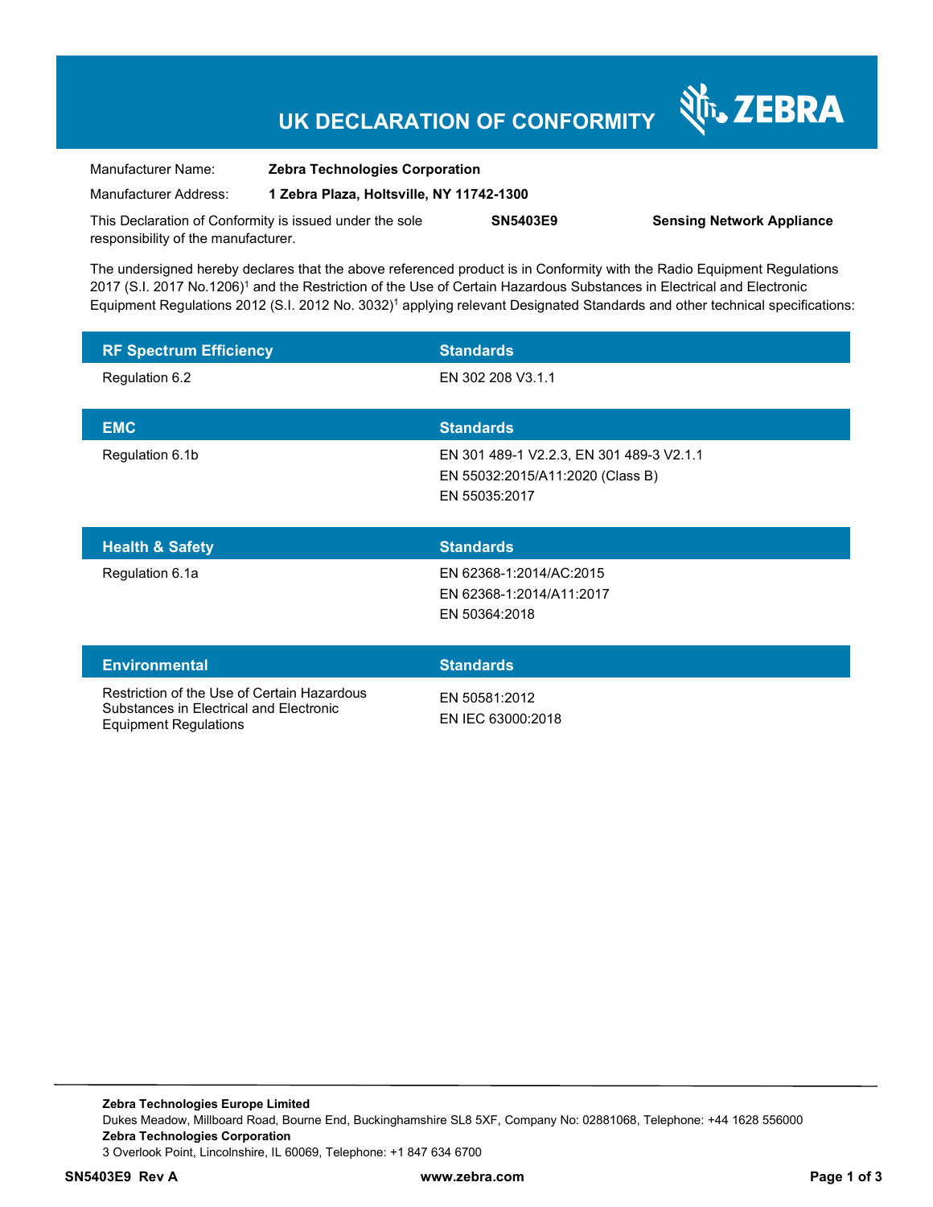# UK DECLARATION OF CONFORMITY

ZEBRA

Manufacturer Name: **Zebra Technologies Corporation**

Manufacturer Address: **1 Zebra Plaza, Holtsville, NY 11742-1300**

This Declaration of Conformity is issued under the sole responsibility of the manufacturer. **SN5403E9** **Sensing Network Appliance**

The undersigned hereby declares that the above referenced product is in Conformity with the Radio Equipment Regulations 2017 (S.I. 2017 No.1206)[1] and the Restriction of the Use of Certain Hazardous Substances in Electrical and Electronic Equipment Regulations 2012 (S.I. 2012 No. 3032)[1] applying relevant Designated Standards and other technical specifications:

| RF Spectrum Efficiency | Standards |
|---|---|
| Regulation 6.2 | EN 302 208 V3.1.1 |

| EMC | Standards |
|---|---|
| Regulation 6.1b | EN 301 489-1 V2.2.3, EN 301 489-3 V2.1.1<br>EN 55032:2015/A11:2020 (Class B)<br>EN 55035:2017 |

| Health & Safety | Standards |
|---|---|
| Regulation 6.1a | EN 62368-1:2014/AC:2015<br>EN 62368-1:2014/A11:2017<br>EN 50364:2018 |

| Environmental | Standards |
|---|---|
| Restriction of the Use of Certain Hazardous Substances in Electrical and Electronic Equipment Regulations | EN 50581:2012<br>EN IEC 63000:2018 |

**Zebra Technologies Europe Limited**
Dukes Meadow, Millboard Road, Bourne End, Buckinghamshire SL8 5XF, Company No: 02881068, Telephone: +44 1628 556000
**Zebra Technologies Corporation**
3 Overlook Point, Lincolnshire, IL 60069, Telephone: +1 847 634 6700

**SN5403E9 Rev A** **www.zebra.com**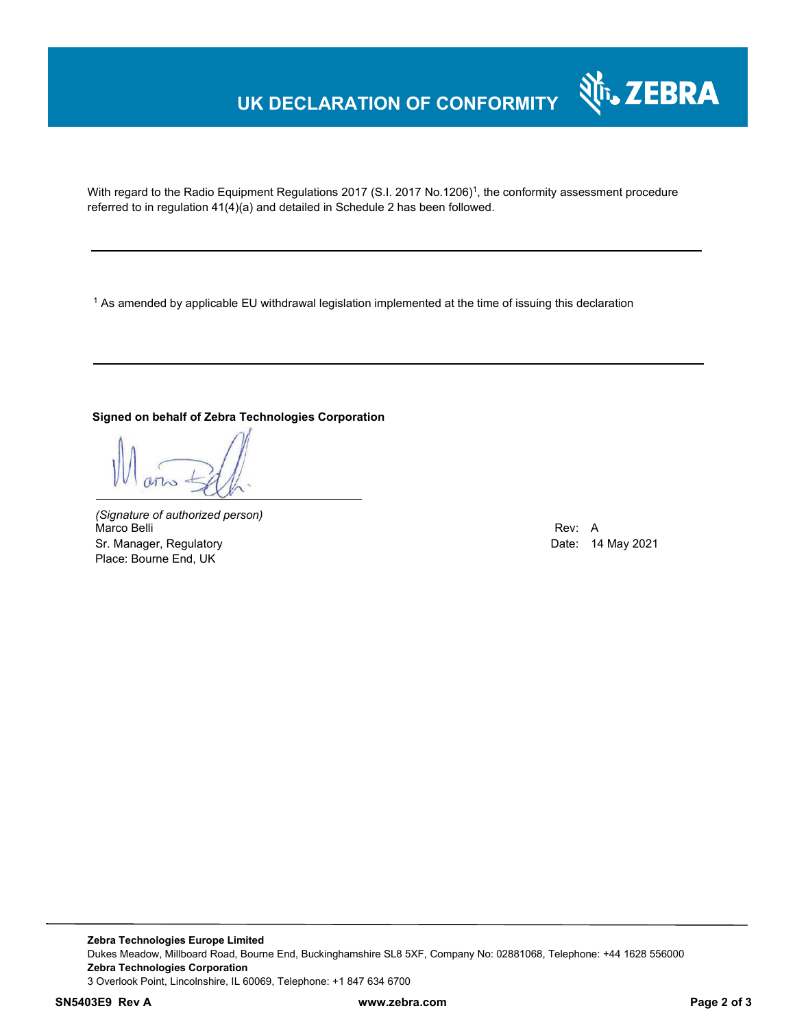# UK DECLARATION OF CONFORMITY

With regard to the Radio Equipment Regulations 2017 (S.I. 2017 No.1206)[1], the conformity assessment procedure referred to in regulation 41(4)(a) and detailed in Schedule 2 has been followed.

---

[1] As amended by applicable EU withdrawal legislation implemented at the time of issuing this declaration

---

**Signed on behalf of Zebra Technologies Corporation**

*(Signature of authorized person)*
Marco Belli
Sr. Manager, Regulatory
Place: Bourne End, UK

Rev: A
Date: 14 May 2021

---

**Zebra Technologies Europe Limited**
Dukes Meadow, Millboard Road, Bourne End, Buckinghamshire SL8 5XF, Company No: 02881068, Telephone: +44 1628 556000
**Zebra Technologies Corporation**
3 Overlook Point, Lincolnshire, IL 60069, Telephone: +1 847 634 6700

**SN5403E9 Rev A** **www.zebra.com**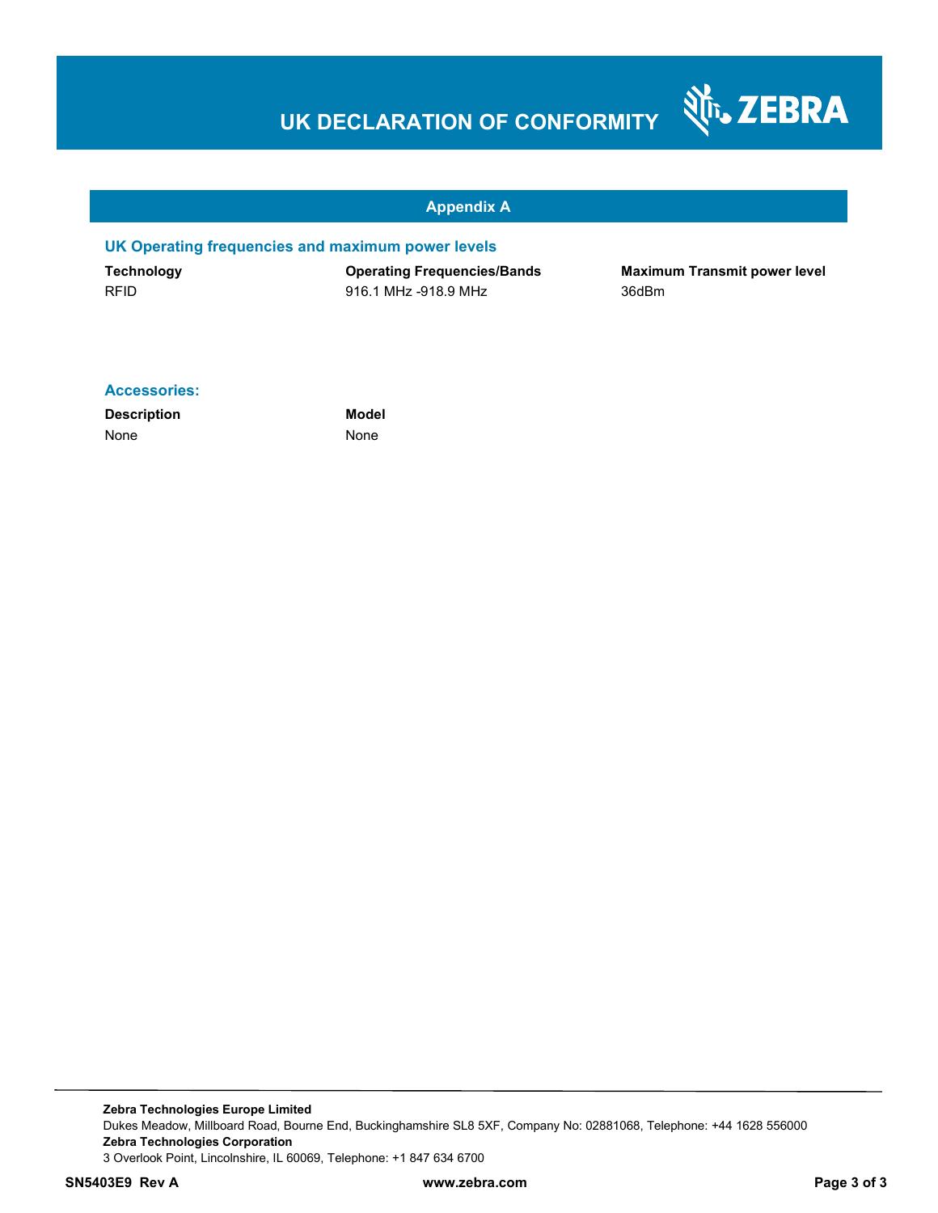# UK DECLARATION OF CONFORMITY

## Appendix A

### UK Operating frequencies and maximum power levels

| Technology | Operating Frequencies/Bands | Maximum Transmit power level |
|---|---|---|
| RFID | 916.1 MHz -918.9 MHz | 36dBm |

### Accessories:

| Description | Model |
|---|---|
| None | None |

**Zebra Technologies Europe Limited**
Dukes Meadow, Millboard Road, Bourne End, Buckinghamshire SL8 5XF, Company No: 02881068, Telephone: +44 1628 556000
**Zebra Technologies Corporation**
3 Overlook Point, Lincolnshire, IL 60069, Telephone: +1 847 634 6700

**SN5403E9 Rev A** **www.zebra.com**